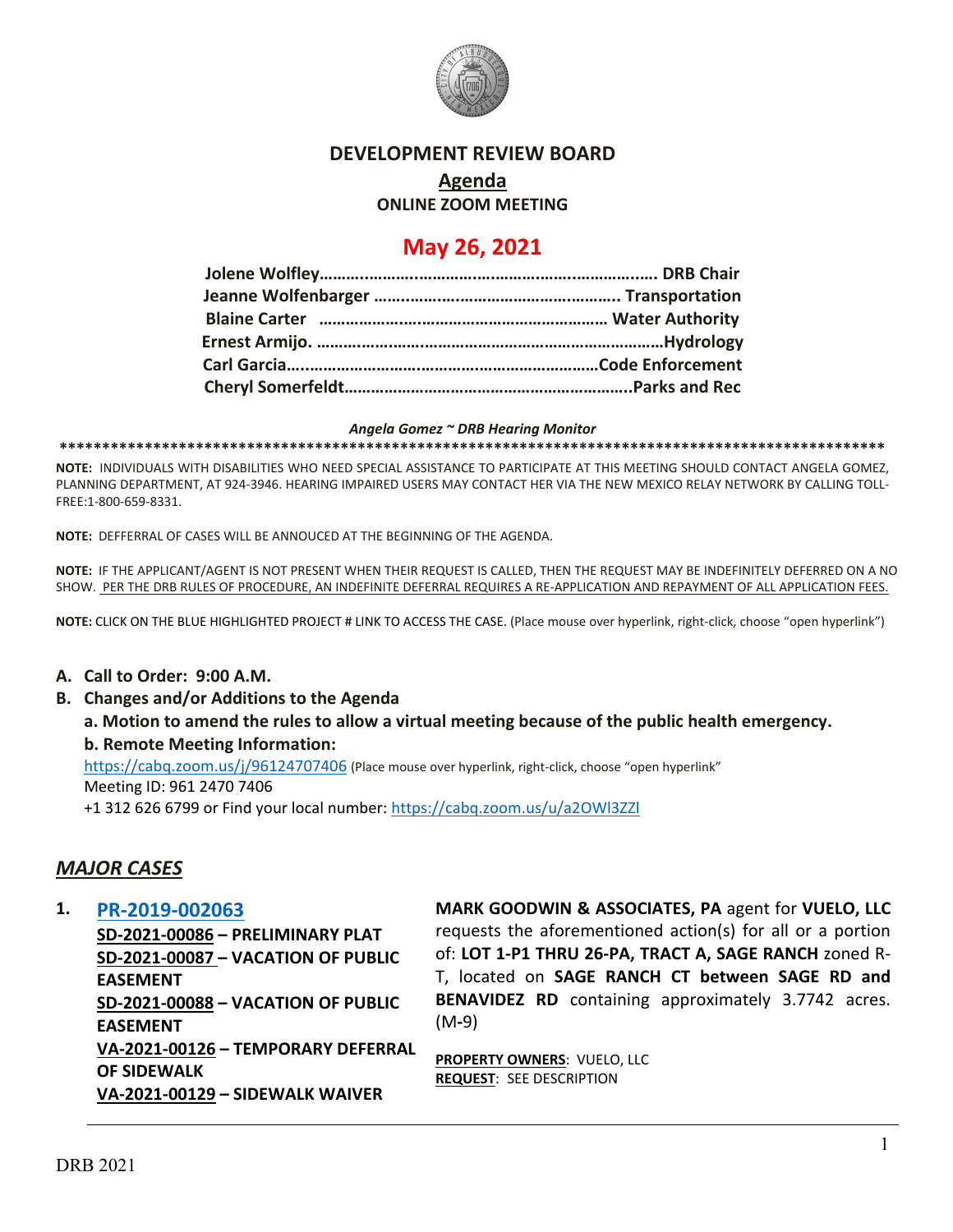# DEVELOPMENT REVIEW BOARD

## Agenda

**ONLINE ZOOM MEETING**

## May 26, 2021

**Jolene Wolfley……………………………………………………………… DRB Chair**
**Jeanne Wolfenbarger ………………………………………………. Transportation**
**Blaine Carter …………………………………………………… Water Authority**
**Ernest Armijo. ……………………………………………………………Hydrology**
**Carl Garcia……………………………………………………………Code Enforcement**
**Cheryl Somerfeldt……………………………………………………..Parks and Rec**

***Angela Gomez ~ DRB Hearing Monitor***

**************************************************************************************************

**NOTE:** INDIVIDUALS WITH DISABILITIES WHO NEED SPECIAL ASSISTANCE TO PARTICIPATE AT THIS MEETING SHOULD CONTACT ANGELA GOMEZ, PLANNING DEPARTMENT, AT 924-3946. HEARING IMPAIRED USERS MAY CONTACT HER VIA THE NEW MEXICO RELAY NETWORK BY CALLING TOLL-FREE:1-800-659-8331.

**NOTE:** DEFFERRAL OF CASES WILL BE ANNOUCED AT THE BEGINNING OF THE AGENDA.

**NOTE:** IF THE APPLICANT/AGENT IS NOT PRESENT WHEN THEIR REQUEST IS CALLED, THEN THE REQUEST MAY BE INDEFINITELY DEFERRED ON A NO SHOW. PER THE DRB RULES OF PROCEDURE, AN INDEFINITE DEFERRAL REQUIRES A RE-APPLICATION AND REPAYMENT OF ALL APPLICATION FEES.

**NOTE:** CLICK ON THE BLUE HIGHLIGHTED PROJECT # LINK TO ACCESS THE CASE. (Place mouse over hyperlink, right-click, choose "open hyperlink")

**A. Call to Order: 9:00 A.M.**

**B. Changes and/or Additions to the Agenda**

**a. Motion to amend the rules to allow a virtual meeting because of the public health emergency.**

**b. Remote Meeting Information:**

https://cabq.zoom.us/j/96124707406 (Place mouse over hyperlink, right-click, choose "open hyperlink"
Meeting ID: 961 2470 7406
+1 312 626 6799 or Find your local number: https://cabq.zoom.us/u/a2OWl3ZZl

## *MAJOR CASES*

**1. PR-2019-002063**

**SD-2021-00086 – PRELIMINARY PLAT**
**SD-2021-00087 – VACATION OF PUBLIC EASEMENT**
**SD-2021-00088 – VACATION OF PUBLIC EASEMENT**
**VA-2021-00126 – TEMPORARY DEFERRAL OF SIDEWALK**
**VA-2021-00129 – SIDEWALK WAIVER**

**MARK GOODWIN & ASSOCIATES, PA** agent for **VUELO, LLC** requests the aforementioned action(s) for all or a portion of: **LOT 1-P1 THRU 26-PA, TRACT A, SAGE RANCH** zoned R-T, located on **SAGE RANCH CT between SAGE RD and BENAVIDEZ RD** containing approximately 3.7742 acres. (M-9)

**PROPERTY OWNERS**: VUELO, LLC
**REQUEST**: SEE DESCRIPTION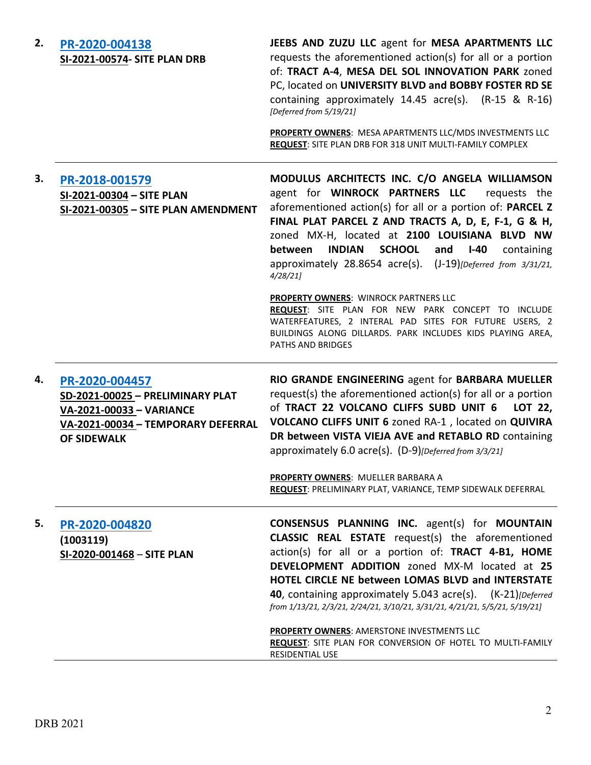2. **PR-2020-004138**
**SI-2021-00574- SITE PLAN DRB**

**JEEBS AND ZUZU LLC** agent for **MESA APARTMENTS LLC** requests the aforementioned action(s) for all or a portion of: **TRACT A-4**, **MESA DEL SOL INNOVATION PARK** zoned PC, located on **UNIVERSITY BLVD and BOBBY FOSTER RD SE** containing approximately 14.45 acre(s). (R-15 & R-16) *[Deferred from 5/19/21]*

**PROPERTY OWNERS**: MESA APARTMENTS LLC/MDS INVESTMENTS LLC
**REQUEST**: SITE PLAN DRB FOR 318 UNIT MULTI-FAMILY COMPLEX

---

3. **PR-2018-001579**
**SI-2021-00304 – SITE PLAN**
**SI-2021-00305 – SITE PLAN AMENDMENT**

**MODULUS ARCHITECTS INC. C/O ANGELA WILLIAMSON** agent for **WINROCK PARTNERS LLC** requests the aforementioned action(s) for all or a portion of: **PARCEL Z FINAL PLAT PARCEL Z AND TRACTS A, D, E, F-1, G & H,** zoned MX-H, located at **2100 LOUISIANA BLVD NW between INDIAN SCHOOL and I-40** containing approximately 28.8654 acre(s). (J-19)*[Deferred from 3/31/21, 4/28/21]*

**PROPERTY OWNERS**: WINROCK PARTNERS LLC
**REQUEST**: SITE PLAN FOR NEW PARK CONCEPT TO INCLUDE WATERFEATURES, 2 INTERAL PAD SITES FOR FUTURE USERS, 2 BUILDINGS ALONG DILLARDS. PARK INCLUDES KIDS PLAYING AREA, PATHS AND BRIDGES

---

4. **PR-2020-004457**
**SD-2021-00025 – PRELIMINARY PLAT**
**VA-2021-00033 – VARIANCE**
**VA-2021-00034 – TEMPORARY DEFERRAL OF SIDEWALK**

**RIO GRANDE ENGINEERING** agent for **BARBARA MUELLER** request(s) the aforementioned action(s) for all or a portion of **TRACT 22 VOLCANO CLIFFS SUBD UNIT 6 LOT 22, VOLCANO CLIFFS UNIT 6** zoned RA-1 , located on **QUIVIRA DR between VISTA VIEJA AVE and RETABLO RD** containing approximately 6.0 acre(s). (D-9)*[Deferred from 3/3/21]*

**PROPERTY OWNERS**: MUELLER BARBARA A
**REQUEST**: PRELIMINARY PLAT, VARIANCE, TEMP SIDEWALK DEFERRAL

---

5. **PR-2020-004820**
**(1003119)**
**SI-2020-001468** – **SITE PLAN**

**CONSENSUS PLANNING INC.** agent(s) for **MOUNTAIN CLASSIC REAL ESTATE** request(s) the aforementioned action(s) for all or a portion of: **TRACT 4-B1, HOME DEVELOPMENT ADDITION** zoned MX-M located at **25 HOTEL CIRCLE NE between LOMAS BLVD and INTERSTATE 40**, containing approximately 5.043 acre(s). (K-21)*[Deferred from 1/13/21, 2/3/21, 2/24/21, 3/10/21, 3/31/21, 4/21/21, 5/5/21, 5/19/21]*

**PROPERTY OWNERS**: AMERSTONE INVESTMENTS LLC
**REQUEST**: SITE PLAN FOR CONVERSION OF HOTEL TO MULTI-FAMILY RESIDENTIAL USE

---

DRB 2021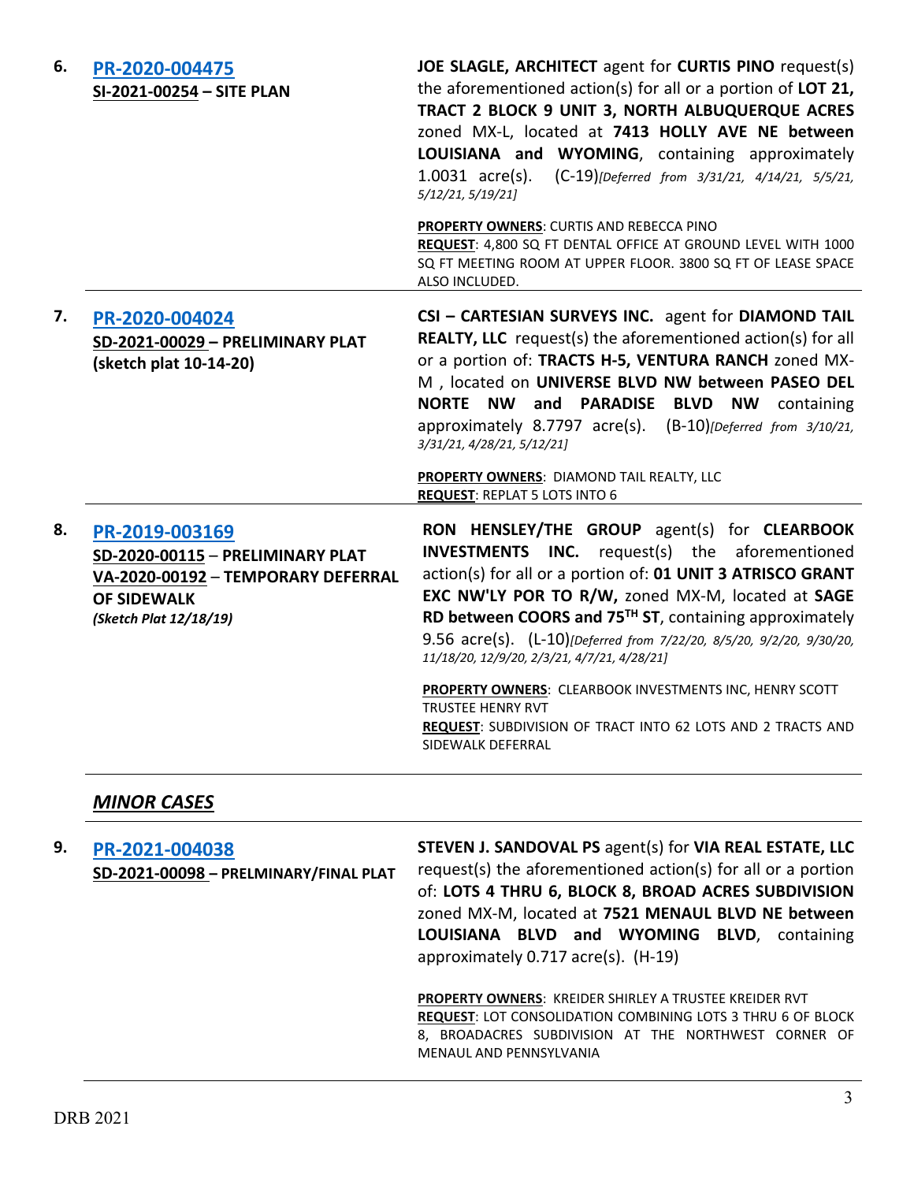| | | |
|---|---|---|
| **6.** | **PR-2020-004475**<br>**SI-2021-00254 – SITE PLAN** | **JOE SLAGLE, ARCHITECT** agent for **CURTIS PINO** request(s) the aforementioned action(s) for all or a portion of **LOT 21, TRACT 2 BLOCK 9 UNIT 3, NORTH ALBUQUERQUE ACRES** zoned MX-L, located at **7413 HOLLY AVE NE between LOUISIANA and WYOMING**, containing approximately 1.0031 acre(s). (C-19)*[Deferred from 3/31/21, 4/14/21, 5/5/21, 5/12/21, 5/19/21]*<br><br>**PROPERTY OWNERS**: CURTIS AND REBECCA PINO<br>**REQUEST**: 4,800 SQ FT DENTAL OFFICE AT GROUND LEVEL WITH 1000 SQ FT MEETING ROOM AT UPPER FLOOR. 3800 SQ FT OF LEASE SPACE ALSO INCLUDED. |
| **7.** | **PR-2020-004024**<br>**SD-2021-00029 – PRELIMINARY PLAT (sketch plat 10-14-20)** | **CSI – CARTESIAN SURVEYS INC.** agent for **DIAMOND TAIL REALTY, LLC** request(s) the aforementioned action(s) for all or a portion of: **TRACTS H-5, VENTURA RANCH** zoned MX-M , located on **UNIVERSE BLVD NW between PASEO DEL NORTE NW and PARADISE BLVD NW** containing approximately 8.7797 acre(s). (B-10)*[Deferred from 3/10/21, 3/31/21, 4/28/21, 5/12/21]*<br><br>**PROPERTY OWNERS**: DIAMOND TAIL REALTY, LLC<br>**REQUEST**: REPLAT 5 LOTS INTO 6 |
| **8.** | **PR-2019-003169**<br>**SD-2020-00115 – PRELIMINARY PLAT**<br>**VA-2020-00192 – TEMPORARY DEFERRAL OF SIDEWALK**<br>***(Sketch Plat 12/18/19)*** | **RON HENSLEY/THE GROUP** agent(s) for **CLEARBOOK INVESTMENTS INC.** request(s) the aforementioned action(s) for all or a portion of: **01 UNIT 3 ATRISCO GRANT EXC NW'LY POR TO R/W,** zoned MX-M, located at **SAGE RD between COORS and 75TH ST**, containing approximately 9.56 acre(s). (L-10)*[Deferred from 7/22/20, 8/5/20, 9/2/20, 9/30/20, 11/18/20, 12/9/20, 2/3/21, 4/7/21, 4/28/21]*<br><br>**PROPERTY OWNERS**: CLEARBOOK INVESTMENTS INC, HENRY SCOTT TRUSTEE HENRY RVT<br>**REQUEST**: SUBDIVISION OF TRACT INTO 62 LOTS AND 2 TRACTS AND SIDEWALK DEFERRAL |

## ***MINOR CASES***

| | | |
|---|---|---|
| **9.** | **PR-2021-004038**<br>**SD-2021-00098 – PRELMINARY/FINAL PLAT** | **STEVEN J. SANDOVAL PS** agent(s) for **VIA REAL ESTATE, LLC** request(s) the aforementioned action(s) for all or a portion of: **LOTS 4 THRU 6, BLOCK 8, BROAD ACRES SUBDIVISION** zoned MX-M, located at **7521 MENAUL BLVD NE between LOUISIANA BLVD and WYOMING BLVD**, containing approximately 0.717 acre(s). (H-19)<br><br>**PROPERTY OWNERS**: KREIDER SHIRLEY A TRUSTEE KREIDER RVT<br>**REQUEST**: LOT CONSOLIDATION COMBINING LOTS 3 THRU 6 OF BLOCK 8, BROADACRES SUBDIVISION AT THE NORTHWEST CORNER OF MENAUL AND PENNSYLVANIA |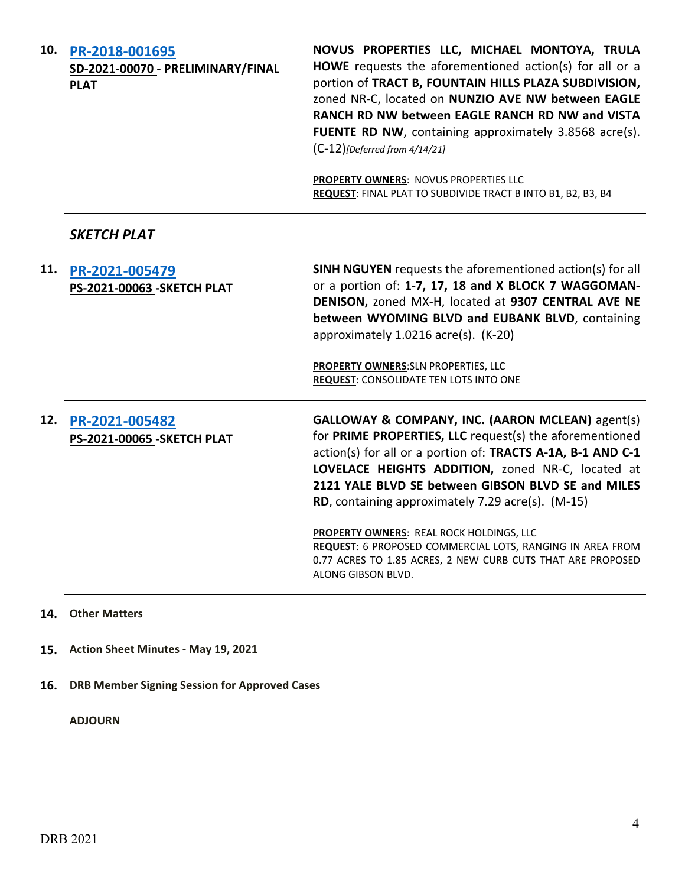**10. [PR-2018-001695](#)**
**SD-2021-00070 - PRELIMINARY/FINAL PLAT**

**NOVUS PROPERTIES LLC, MICHAEL MONTOYA, TRULA HOWE** requests the aforementioned action(s) for all or a portion of **TRACT B, FOUNTAIN HILLS PLAZA SUBDIVISION,** zoned NR-C, located on **NUNZIO AVE NW between EAGLE RANCH RD NW between EAGLE RANCH RD NW and VISTA FUENTE RD NW**, containing approximately 3.8568 acre(s). (C-12)*[Deferred from 4/14/21]*

**PROPERTY OWNERS**: NOVUS PROPERTIES LLC
**REQUEST**: FINAL PLAT TO SUBDIVIDE TRACT B INTO B1, B2, B3, B4

---

## *SKETCH PLAT*

---

**11. [PR-2021-005479](#)**
**PS-2021-00063 -SKETCH PLAT**

**SINH NGUYEN** requests the aforementioned action(s) for all or a portion of: **1-7, 17, 18 and X BLOCK 7 WAGGOMAN-DENISON,** zoned MX-H, located at **9307 CENTRAL AVE NE between WYOMING BLVD and EUBANK BLVD**, containing approximately 1.0216 acre(s). (K-20)

**PROPERTY OWNERS**:SLN PROPERTIES, LLC
**REQUEST**: CONSOLIDATE TEN LOTS INTO ONE

---

**12. [PR-2021-005482](#)**
**PS-2021-00065 -SKETCH PLAT**

**GALLOWAY & COMPANY, INC. (AARON MCLEAN)** agent(s) for **PRIME PROPERTIES, LLC** request(s) the aforementioned action(s) for all or a portion of: **TRACTS A-1A, B-1 AND C-1 LOVELACE HEIGHTS ADDITION,** zoned NR-C, located at **2121 YALE BLVD SE between GIBSON BLVD SE and MILES RD**, containing approximately 7.29 acre(s). (M-15)

**PROPERTY OWNERS**: REAL ROCK HOLDINGS, LLC
**REQUEST**: 6 PROPOSED COMMERCIAL LOTS, RANGING IN AREA FROM 0.77 ACRES TO 1.85 ACRES, 2 NEW CURB CUTS THAT ARE PROPOSED ALONG GIBSON BLVD.

---

**14. Other Matters**

**15. Action Sheet Minutes - May 19, 2021**

**16. DRB Member Signing Session for Approved Cases**

**ADJOURN**